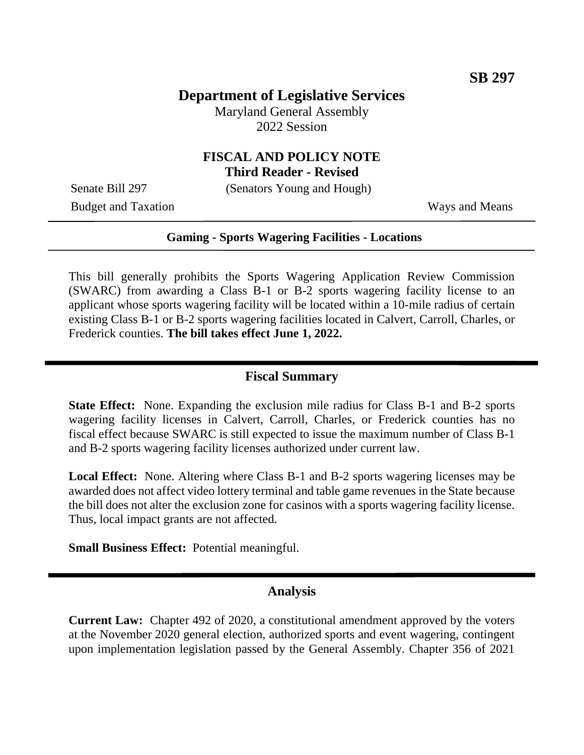**SB 297**

# Department of Legislative Services

Maryland General Assembly
2022 Session

## FISCAL AND POLICY NOTE
**Third Reader - Revised**

Senate Bill 297 (Senators Young and Hough)

Budget and Taxation Ways and Means

---

**Gaming - Sports Wagering Facilities - Locations**

---

This bill generally prohibits the Sports Wagering Application Review Commission (SWARC) from awarding a Class B-1 or B-2 sports wagering facility license to an applicant whose sports wagering facility will be located within a 10-mile radius of certain existing Class B-1 or B-2 sports wagering facilities located in Calvert, Carroll, Charles, or Frederick counties. **The bill takes effect June 1, 2022.**

## Fiscal Summary

**State Effect:** None. Expanding the exclusion mile radius for Class B-1 and B-2 sports wagering facility licenses in Calvert, Carroll, Charles, or Frederick counties has no fiscal effect because SWARC is still expected to issue the maximum number of Class B-1 and B-2 sports wagering facility licenses authorized under current law.

**Local Effect:** None. Altering where Class B-1 and B-2 sports wagering licenses may be awarded does not affect video lottery terminal and table game revenues in the State because the bill does not alter the exclusion zone for casinos with a sports wagering facility license. Thus, local impact grants are not affected.

**Small Business Effect:** Potential meaningful.

## Analysis

**Current Law:** Chapter 492 of 2020, a constitutional amendment approved by the voters at the November 2020 general election, authorized sports and event wagering, contingent upon implementation legislation passed by the General Assembly. Chapter 356 of 2021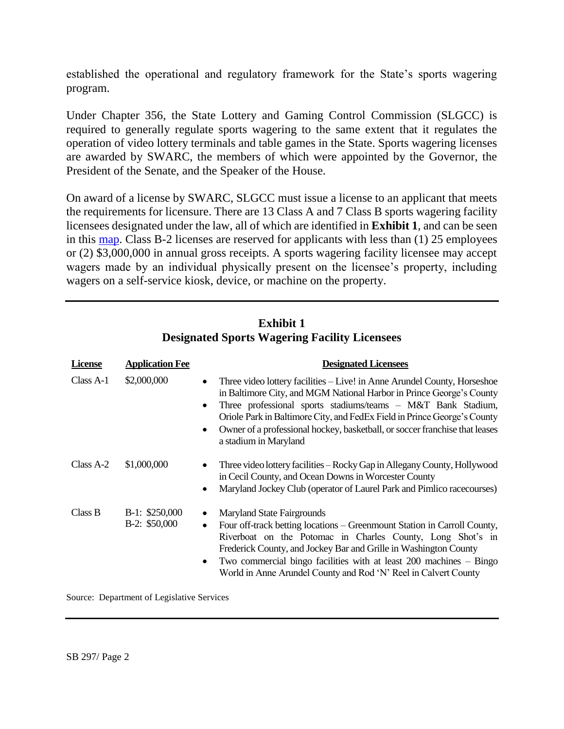established the operational and regulatory framework for the State's sports wagering program.

Under Chapter 356, the State Lottery and Gaming Control Commission (SLGCC) is required to generally regulate sports wagering to the same extent that it regulates the operation of video lottery terminals and table games in the State. Sports wagering licenses are awarded by SWARC, the members of which were appointed by the Governor, the President of the Senate, and the Speaker of the House.

On award of a license by SWARC, SLGCC must issue a license to an applicant that meets the requirements for licensure. There are 13 Class A and 7 Class B sports wagering facility licensees designated under the law, all of which are identified in **Exhibit 1**, and can be seen in this map. Class B-2 licenses are reserved for applicants with less than (1) 25 employees or (2) $3,000,000 in annual gross receipts. A sports wagering facility licensee may accept wagers made by an individual physically present on the licensee's property, including wagers on a self-service kiosk, device, or machine on the property.

**Exhibit 1**
**Designated Sports Wagering Facility Licensees**

| License | Application Fee | Designated Licensees |
|---|---|---|
| Class A-1 | $2,000,000 | • Three video lottery facilities – Live! in Anne Arundel County, Horseshoe in Baltimore City, and MGM National Harbor in Prince George's County<br>• Three professional sports stadiums/teams – M&T Bank Stadium, Oriole Park in Baltimore City, and FedEx Field in Prince George's County<br>• Owner of a professional hockey, basketball, or soccer franchise that leases a stadium in Maryland |
| Class A-2 | $1,000,000 | • Three video lottery facilities – Rocky Gap in Allegany County, Hollywood in Cecil County, and Ocean Downs in Worcester County<br>• Maryland Jockey Club (operator of Laurel Park and Pimlico racecourses) |
| Class B | B-1: $250,000<br>B-2: $50,000 | • Maryland State Fairgrounds<br>• Four off-track betting locations – Greenmount Station in Carroll County, Riverboat on the Potomac in Charles County, Long Shot's in Frederick County, and Jockey Bar and Grille in Washington County<br>• Two commercial bingo facilities with at least 200 machines – Bingo World in Anne Arundel County and Rod 'N' Reel in Calvert County |

Source: Department of Legislative Services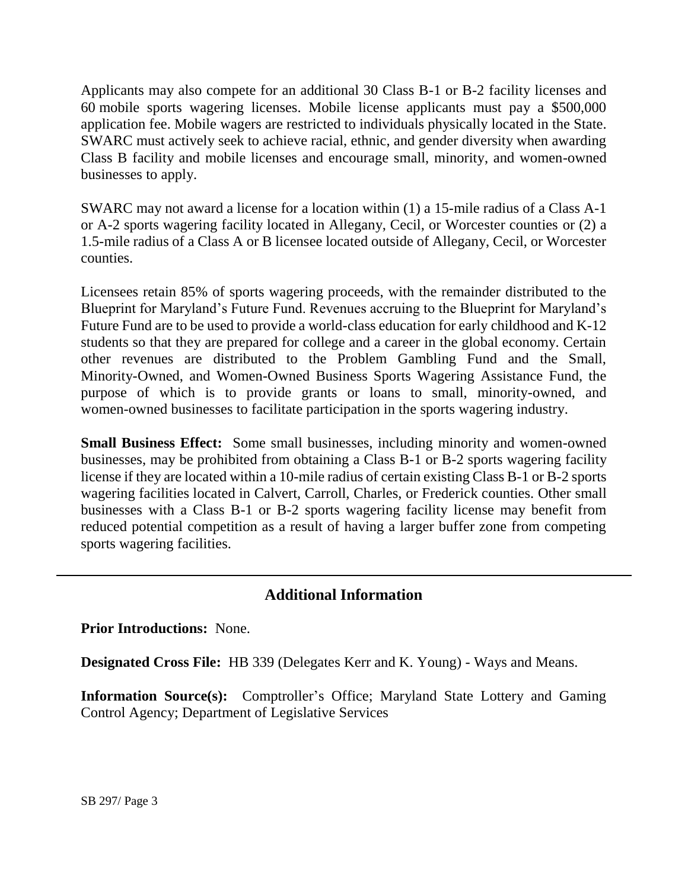Applicants may also compete for an additional 30 Class B-1 or B-2 facility licenses and 60 mobile sports wagering licenses. Mobile license applicants must pay a $500,000 application fee. Mobile wagers are restricted to individuals physically located in the State. SWARC must actively seek to achieve racial, ethnic, and gender diversity when awarding Class B facility and mobile licenses and encourage small, minority, and women-owned businesses to apply.

SWARC may not award a license for a location within (1) a 15-mile radius of a Class A-1 or A-2 sports wagering facility located in Allegany, Cecil, or Worcester counties or (2) a 1.5-mile radius of a Class A or B licensee located outside of Allegany, Cecil, or Worcester counties.

Licensees retain 85% of sports wagering proceeds, with the remainder distributed to the Blueprint for Maryland's Future Fund. Revenues accruing to the Blueprint for Maryland's Future Fund are to be used to provide a world-class education for early childhood and K-12 students so that they are prepared for college and a career in the global economy. Certain other revenues are distributed to the Problem Gambling Fund and the Small, Minority-Owned, and Women-Owned Business Sports Wagering Assistance Fund, the purpose of which is to provide grants or loans to small, minority-owned, and women-owned businesses to facilitate participation in the sports wagering industry.

**Small Business Effect:** Some small businesses, including minority and women-owned businesses, may be prohibited from obtaining a Class B-1 or B-2 sports wagering facility license if they are located within a 10-mile radius of certain existing Class B-1 or B-2 sports wagering facilities located in Calvert, Carroll, Charles, or Frederick counties. Other small businesses with a Class B-1 or B-2 sports wagering facility license may benefit from reduced potential competition as a result of having a larger buffer zone from competing sports wagering facilities.

---

## Additional Information

**Prior Introductions:** None.

**Designated Cross File:** HB 339 (Delegates Kerr and K. Young) - Ways and Means.

**Information Source(s):** Comptroller's Office; Maryland State Lottery and Gaming Control Agency; Department of Legislative Services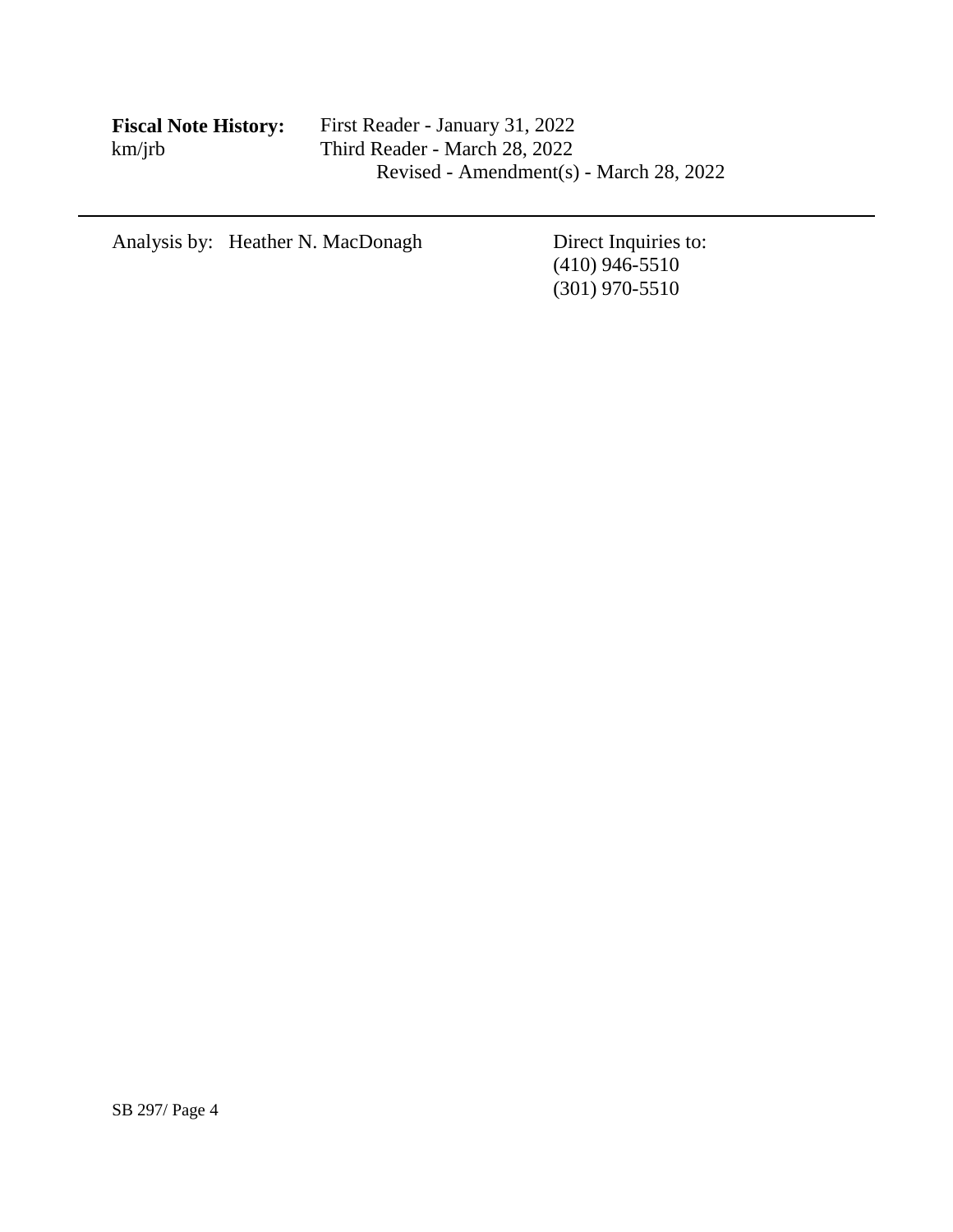**Fiscal Note History:** First Reader - January 31, 2022
km/jrb Third Reader - March 28, 2022
Revised - Amendment(s) - March 28, 2022

---

Analysis by: Heather N. MacDonagh

Direct Inquiries to:
(410) 946-5510
(301) 970-5510